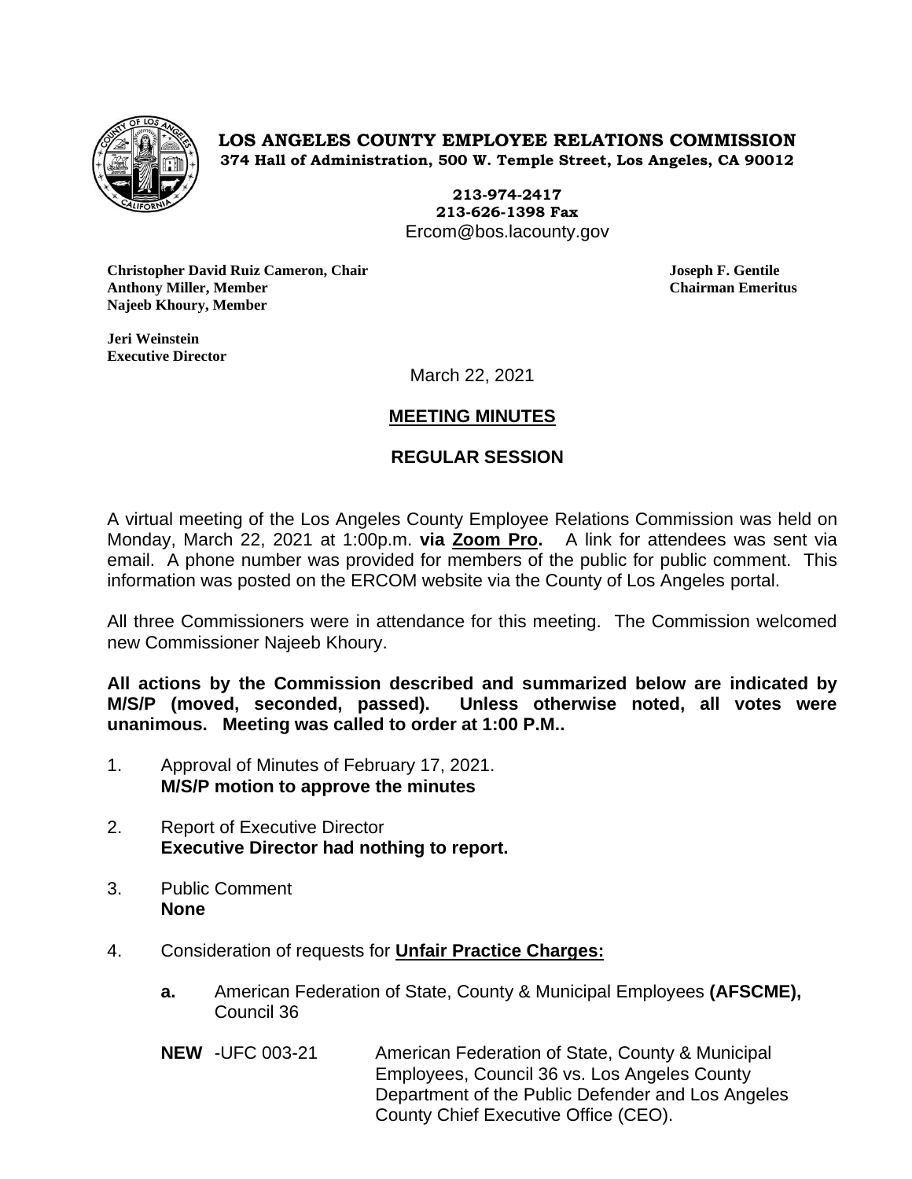**LOS ANGELES COUNTY EMPLOYEE RELATIONS COMMISSION**
**374 Hall of Administration, 500 W. Temple Street, Los Angeles, CA 90012**

**213-974-2417**
**213-626-1398 Fax**
Ercom@bos.lacounty.gov

**Christopher David Ruiz Cameron, Chair**
**Anthony Miller, Member**
**Najeeb Khoury, Member**

**Joseph F. Gentile**
**Chairman Emeritus**

**Jeri Weinstein**
**Executive Director**

March 22, 2021

## MEETING MINUTES

## REGULAR SESSION

A virtual meeting of the Los Angeles County Employee Relations Commission was held on Monday, March 22, 2021 at 1:00p.m. **via Zoom Pro.** A link for attendees was sent via email. A phone number was provided for members of the public for public comment. This information was posted on the ERCOM website via the County of Los Angeles portal.

All three Commissioners were in attendance for this meeting. The Commission welcomed new Commissioner Najeeb Khoury.

**All actions by the Commission described and summarized below are indicated by M/S/P (moved, seconded, passed). Unless otherwise noted, all votes were unanimous. Meeting was called to order at 1:00 P.M..**

1. Approval of Minutes of February 17, 2021.
   **M/S/P motion to approve the minutes**

2. Report of Executive Director
   **Executive Director had nothing to report.**

3. Public Comment
   **None**

4. Consideration of requests for **Unfair Practice Charges:**

   **a.** American Federation of State, County & Municipal Employees **(AFSCME),** Council 36

   **NEW** -UFC 003-21 American Federation of State, County & Municipal Employees, Council 36 vs. Los Angeles County Department of the Public Defender and Los Angeles County Chief Executive Office (CEO).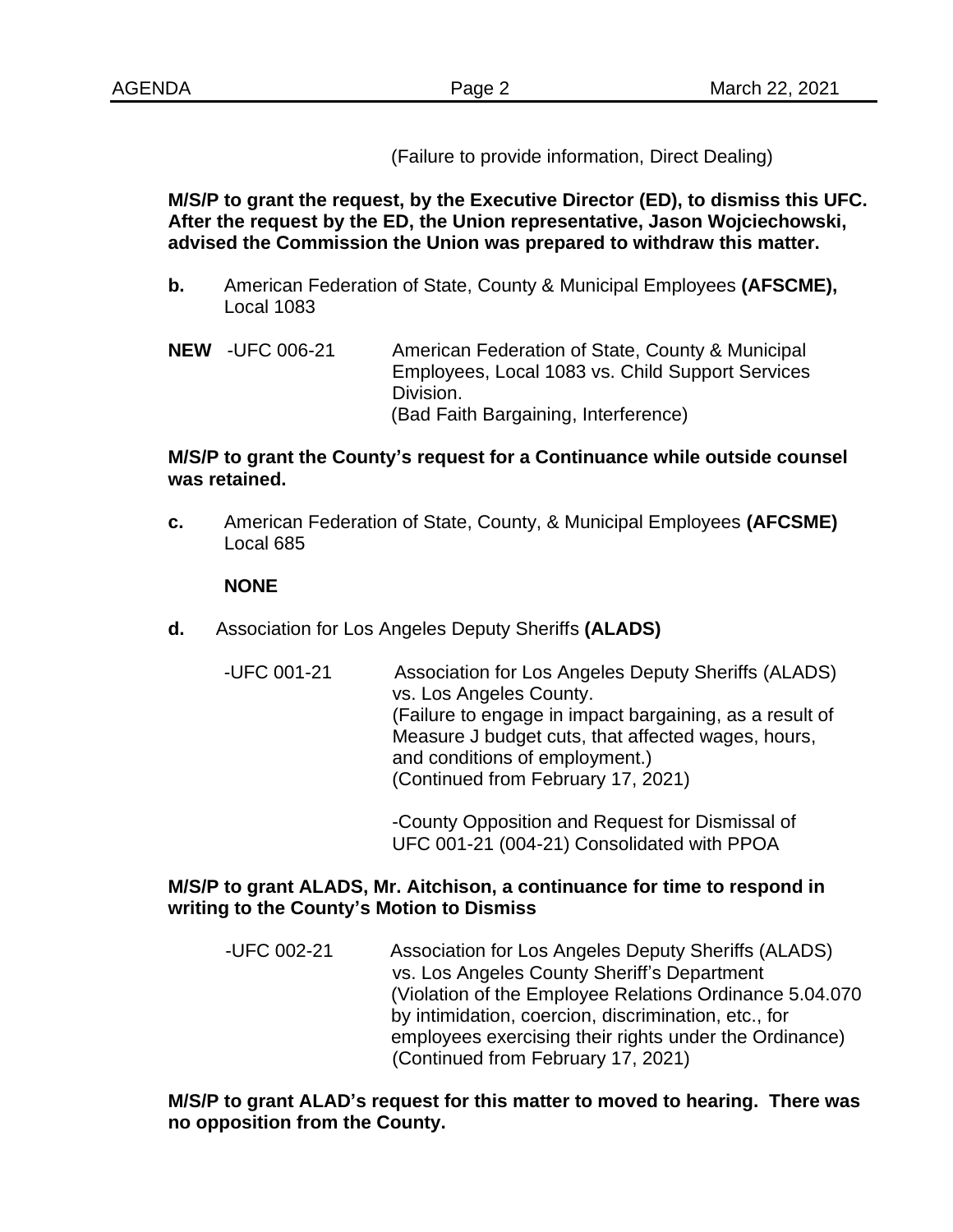(Failure to provide information, Direct Dealing)

**M/S/P to grant the request, by the Executive Director (ED), to dismiss this UFC. After the request by the ED, the Union representative, Jason Wojciechowski, advised the Commission the Union was prepared to withdraw this matter.**

**b.** American Federation of State, County & Municipal Employees **(AFSCME),** Local 1083

**NEW** -UFC 006-21 American Federation of State, County & Municipal Employees, Local 1083 vs. Child Support Services Division.
(Bad Faith Bargaining, Interference)

**M/S/P to grant the County's request for a Continuance while outside counsel was retained.**

**c.** American Federation of State, County, & Municipal Employees **(AFCSME)** Local 685

**NONE**

**d.** Association for Los Angeles Deputy Sheriffs **(ALADS)**

-UFC 001-21 Association for Los Angeles Deputy Sheriffs (ALADS) vs. Los Angeles County.
(Failure to engage in impact bargaining, as a result of Measure J budget cuts, that affected wages, hours, and conditions of employment.)
(Continued from February 17, 2021)

-County Opposition and Request for Dismissal of UFC 001-21 (004-21) Consolidated with PPOA

**M/S/P to grant ALADS, Mr. Aitchison, a continuance for time to respond in writing to the County's Motion to Dismiss**

-UFC 002-21 Association for Los Angeles Deputy Sheriffs (ALADS) vs. Los Angeles County Sheriff's Department
(Violation of the Employee Relations Ordinance 5.04.070 by intimidation, coercion, discrimination, etc., for employees exercising their rights under the Ordinance)
(Continued from February 17, 2021)

**M/S/P to grant ALAD's request for this matter to moved to hearing. There was no opposition from the County.**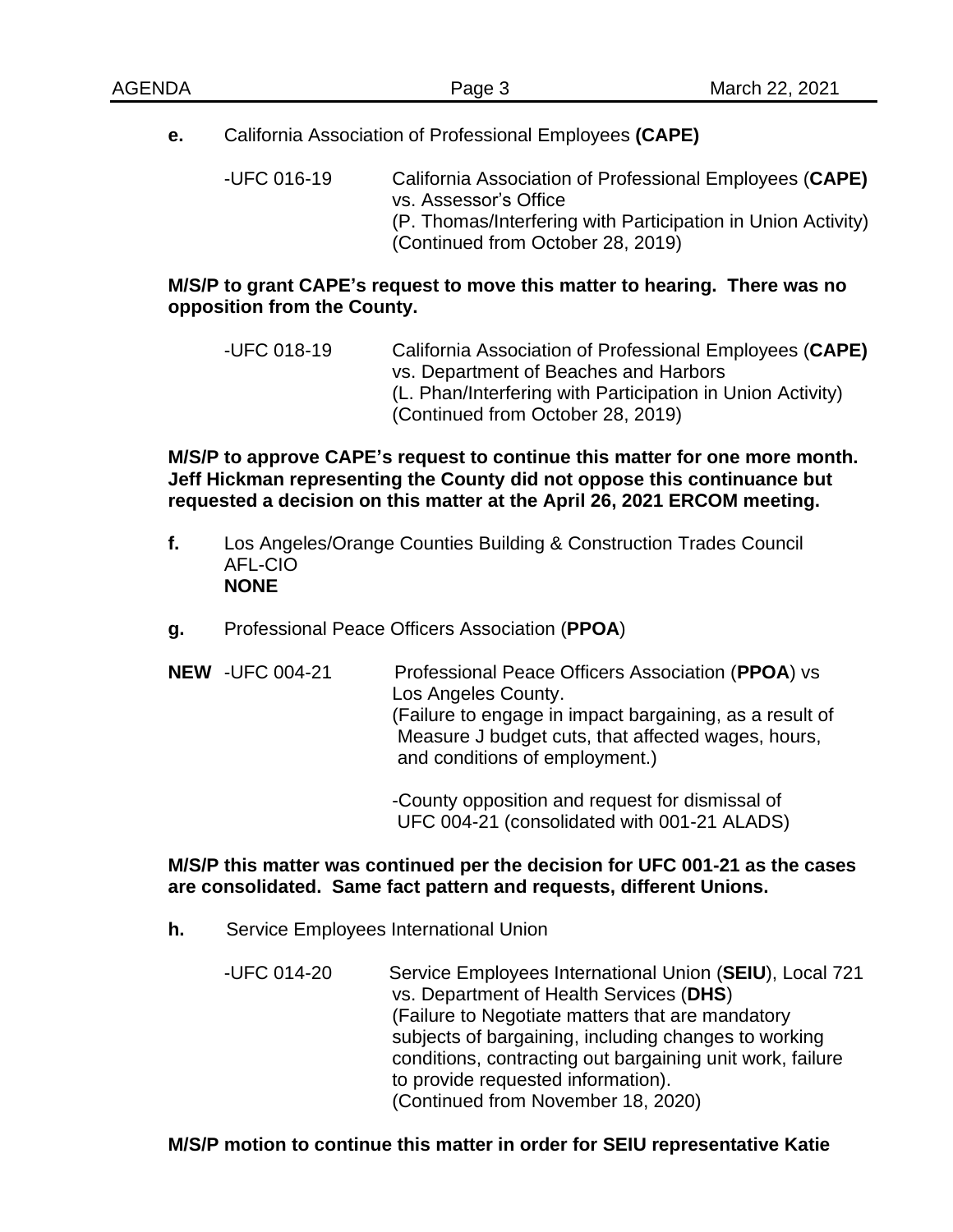**e.** California Association of Professional Employees **(CAPE)**

-UFC 016-19 California Association of Professional Employees (**CAPE)** vs. Assessor's Office
(P. Thomas/Interfering with Participation in Union Activity)
(Continued from October 28, 2019)

**M/S/P to grant CAPE's request to move this matter to hearing. There was no opposition from the County.**

-UFC 018-19 California Association of Professional Employees (**CAPE)** vs. Department of Beaches and Harbors
(L. Phan/Interfering with Participation in Union Activity)
(Continued from October 28, 2019)

**M/S/P to approve CAPE's request to continue this matter for one more month. Jeff Hickman representing the County did not oppose this continuance but requested a decision on this matter at the April 26, 2021 ERCOM meeting.**

**f.** Los Angeles/Orange Counties Building & Construction Trades Council AFL-CIO
**NONE**

**g.** Professional Peace Officers Association (**PPOA**)

**NEW** -UFC 004-21 Professional Peace Officers Association (**PPOA**) vs Los Angeles County.
(Failure to engage in impact bargaining, as a result of Measure J budget cuts, that affected wages, hours, and conditions of employment.)

-County opposition and request for dismissal of UFC 004-21 (consolidated with 001-21 ALADS)

**M/S/P this matter was continued per the decision for UFC 001-21 as the cases are consolidated. Same fact pattern and requests, different Unions.**

**h.** Service Employees International Union

-UFC 014-20 Service Employees International Union (**SEIU**), Local 721 vs. Department of Health Services (**DHS**)
(Failure to Negotiate matters that are mandatory subjects of bargaining, including changes to working conditions, contracting out bargaining unit work, failure to provide requested information).
(Continued from November 18, 2020)

**M/S/P motion to continue this matter in order for SEIU representative Katie**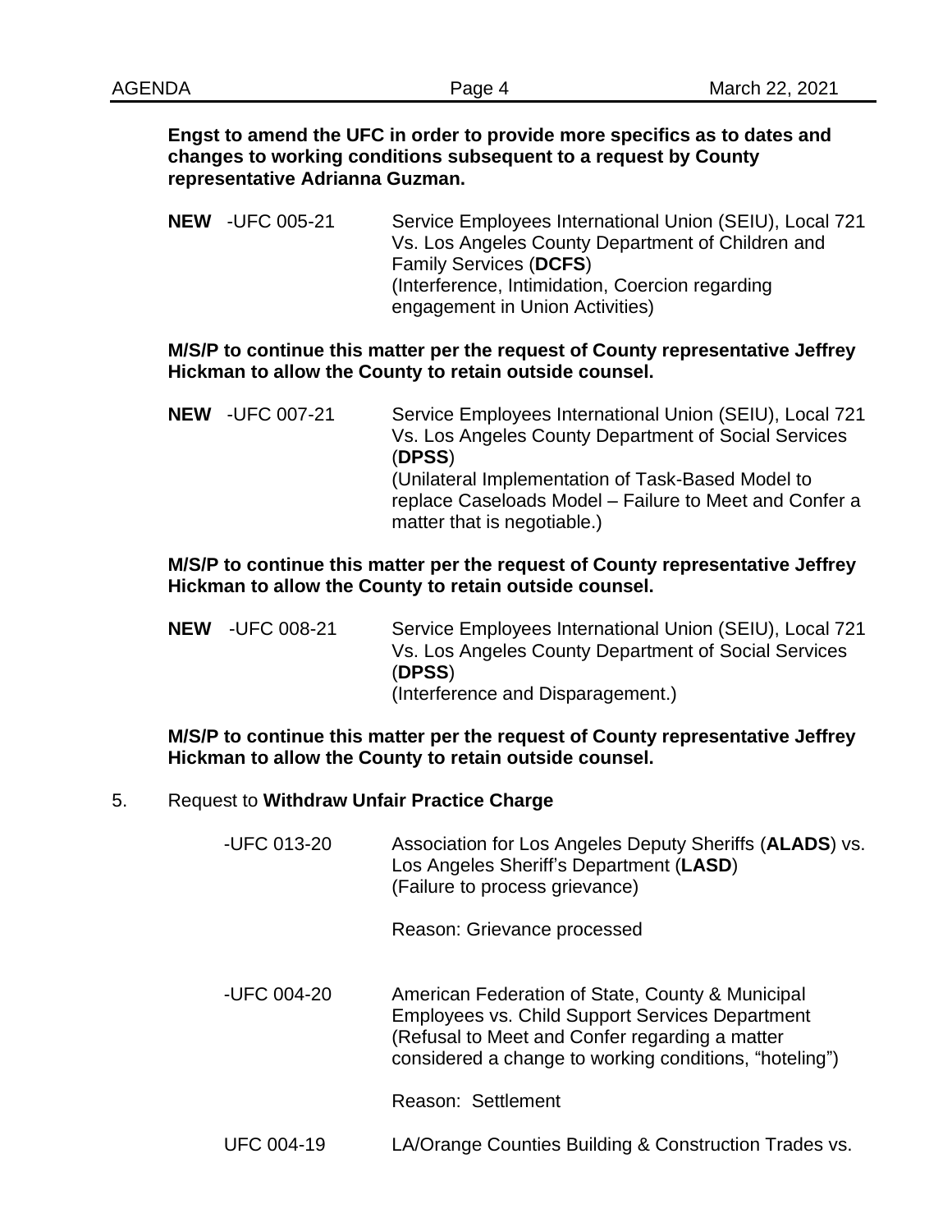**Engst to amend the UFC in order to provide more specifics as to dates and changes to working conditions subsequent to a request by County representative Adrianna Guzman.**

**NEW** -UFC 005-21 Service Employees International Union (SEIU), Local 721 Vs. Los Angeles County Department of Children and Family Services (**DCFS**) (Interference, Intimidation, Coercion regarding engagement in Union Activities)

**M/S/P to continue this matter per the request of County representative Jeffrey Hickman to allow the County to retain outside counsel.**

**NEW** -UFC 007-21 Service Employees International Union (SEIU), Local 721 Vs. Los Angeles County Department of Social Services (**DPSS**) (Unilateral Implementation of Task-Based Model to replace Caseloads Model – Failure to Meet and Confer a matter that is negotiable.)

**M/S/P to continue this matter per the request of County representative Jeffrey Hickman to allow the County to retain outside counsel.**

**NEW** -UFC 008-21 Service Employees International Union (SEIU), Local 721 Vs. Los Angeles County Department of Social Services (**DPSS**) (Interference and Disparagement.)

**M/S/P to continue this matter per the request of County representative Jeffrey Hickman to allow the County to retain outside counsel.**

5. Request to **Withdraw Unfair Practice Charge**

-UFC 013-20 Association for Los Angeles Deputy Sheriffs (**ALADS**) vs. Los Angeles Sheriff's Department (**LASD**) (Failure to process grievance)

Reason: Grievance processed

-UFC 004-20 American Federation of State, County & Municipal Employees vs. Child Support Services Department (Refusal to Meet and Confer regarding a matter considered a change to working conditions, "hoteling")

Reason: Settlement

UFC 004-19 LA/Orange Counties Building & Construction Trades vs.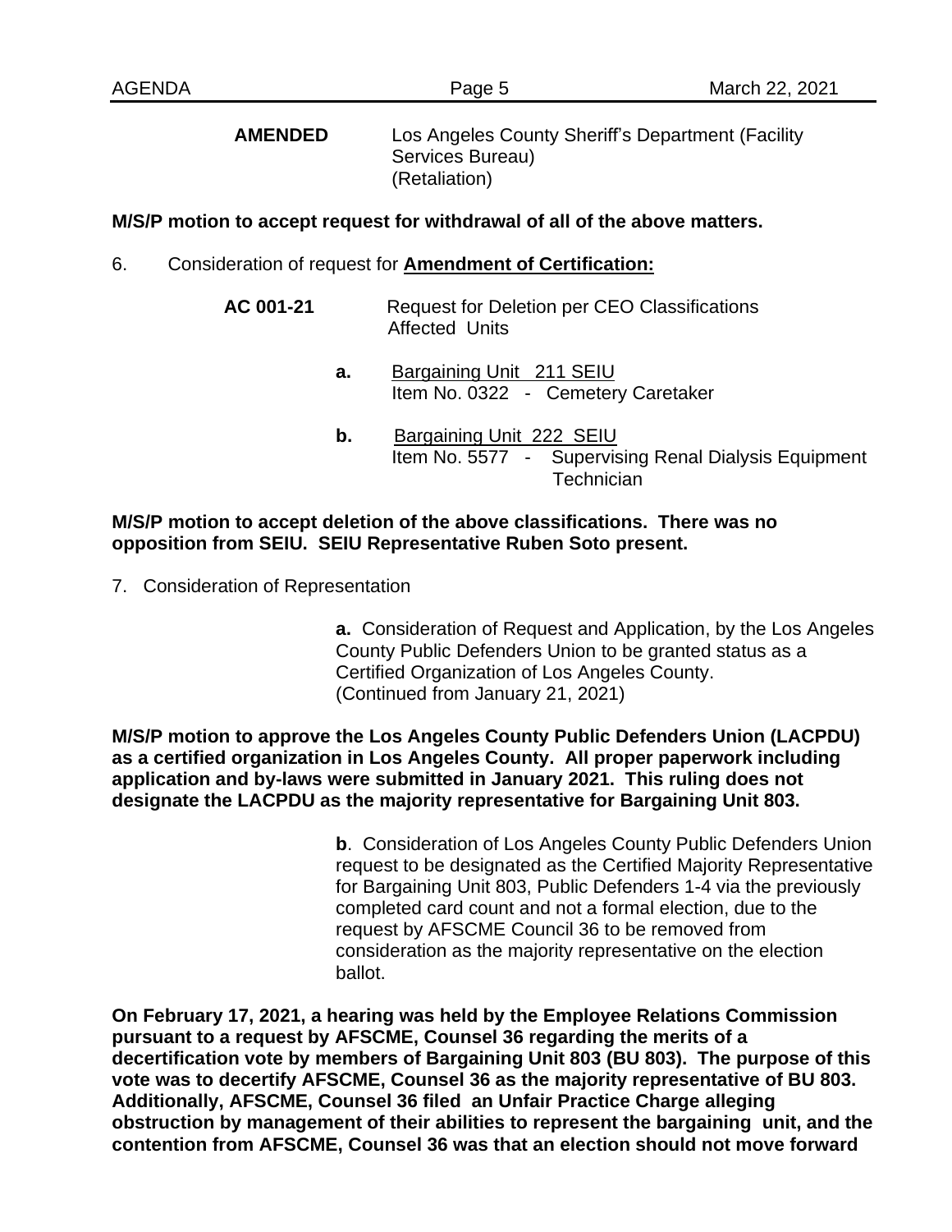**AMENDED** Los Angeles County Sheriff's Department (Facility Services Bureau)
(Retaliation)

**M/S/P motion to accept request for withdrawal of all of the above matters.**

6. Consideration of request for **<u>Amendment of Certification:</u>**

**AC 001-21** Request for Deletion per CEO Classifications
Affected Units

- **a.** <u>Bargaining Unit 211 SEIU</u>
  Item No. 0322 - Cemetery Caretaker

- **b.** <u>Bargaining Unit 222 SEIU</u>
  Item No. 5577 - Supervising Renal Dialysis Equipment Technician

**M/S/P motion to accept deletion of the above classifications. There was no opposition from SEIU. SEIU Representative Ruben Soto present.**

7. Consideration of Representation

**a.** Consideration of Request and Application, by the Los Angeles County Public Defenders Union to be granted status as a Certified Organization of Los Angeles County.
(Continued from January 21, 2021)

**M/S/P motion to approve the Los Angeles County Public Defenders Union (LACPDU) as a certified organization in Los Angeles County. All proper paperwork including application and by-laws were submitted in January 2021. This ruling does not designate the LACPDU as the majority representative for Bargaining Unit 803.**

**b**. Consideration of Los Angeles County Public Defenders Union request to be designated as the Certified Majority Representative for Bargaining Unit 803, Public Defenders 1-4 via the previously completed card count and not a formal election, due to the request by AFSCME Council 36 to be removed from consideration as the majority representative on the election ballot.

**On February 17, 2021, a hearing was held by the Employee Relations Commission pursuant to a request by AFSCME, Counsel 36 regarding the merits of a decertification vote by members of Bargaining Unit 803 (BU 803). The purpose of this vote was to decertify AFSCME, Counsel 36 as the majority representative of BU 803. Additionally, AFSCME, Counsel 36 filed an Unfair Practice Charge alleging obstruction by management of their abilities to represent the bargaining unit, and the contention from AFSCME, Counsel 36 was that an election should not move forward**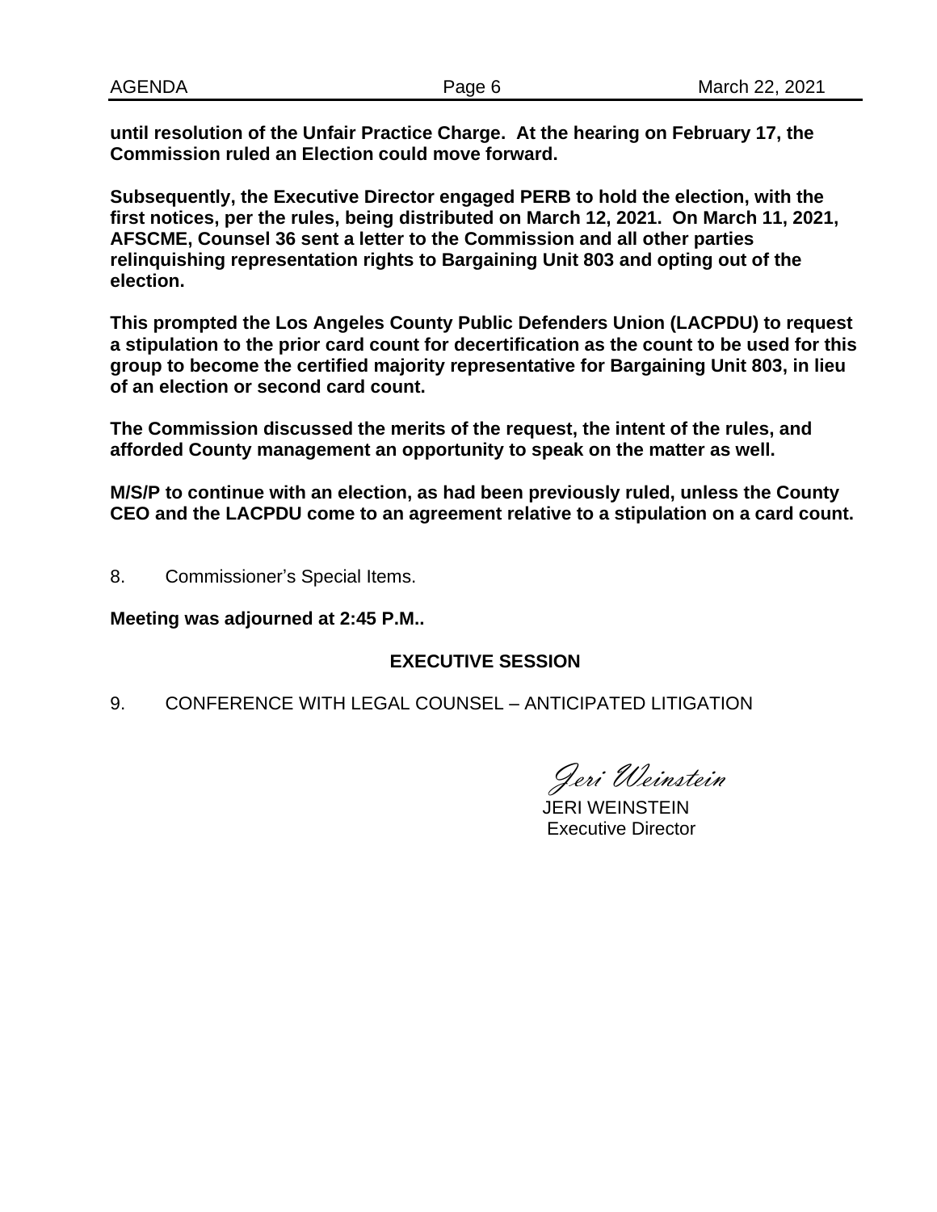**until resolution of the Unfair Practice Charge. At the hearing on February 17, the Commission ruled an Election could move forward.**

**Subsequently, the Executive Director engaged PERB to hold the election, with the first notices, per the rules, being distributed on March 12, 2021. On March 11, 2021, AFSCME, Counsel 36 sent a letter to the Commission and all other parties relinquishing representation rights to Bargaining Unit 803 and opting out of the election.**

**This prompted the Los Angeles County Public Defenders Union (LACPDU) to request a stipulation to the prior card count for decertification as the count to be used for this group to become the certified majority representative for Bargaining Unit 803, in lieu of an election or second card count.**

**The Commission discussed the merits of the request, the intent of the rules, and afforded County management an opportunity to speak on the matter as well.**

**M/S/P to continue with an election, as had been previously ruled, unless the County CEO and the LACPDU come to an agreement relative to a stipulation on a card count.**

8. Commissioner's Special Items.

**Meeting was adjourned at 2:45 P.M..**

## EXECUTIVE SESSION

9. CONFERENCE WITH LEGAL COUNSEL – ANTICIPATED LITIGATION

*Jeri Weinstein*

JERI WEINSTEIN
Executive Director